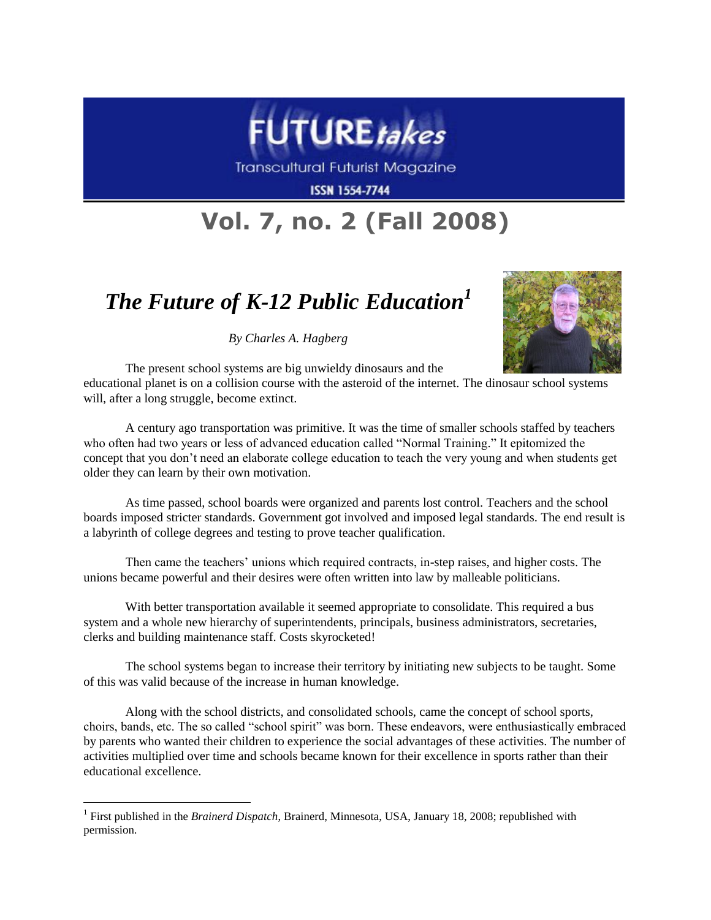FUTURE*takes*

Transcultural Futurist Magazine

ISSN 1554-7744

## Vol. 7, no. 2 (Fall 2008)

# *The Future of K-12 Public Education*[1]

*By Charles A. Hagberg*

The present school systems are big unwieldy dinosaurs and the educational planet is on a collision course with the asteroid of the internet. The dinosaur school systems will, after a long struggle, become extinct.

A century ago transportation was primitive. It was the time of smaller schools staffed by teachers who often had two years or less of advanced education called "Normal Training." It epitomized the concept that you don't need an elaborate college education to teach the very young and when students get older they can learn by their own motivation.

As time passed, school boards were organized and parents lost control. Teachers and the school boards imposed stricter standards. Government got involved and imposed legal standards. The end result is a labyrinth of college degrees and testing to prove teacher qualification.

Then came the teachers' unions which required contracts, in-step raises, and higher costs. The unions became powerful and their desires were often written into law by malleable politicians.

With better transportation available it seemed appropriate to consolidate. This required a bus system and a whole new hierarchy of superintendents, principals, business administrators, secretaries, clerks and building maintenance staff. Costs skyrocketed!

The school systems began to increase their territory by initiating new subjects to be taught. Some of this was valid because of the increase in human knowledge.

Along with the school districts, and consolidated schools, came the concept of school sports, choirs, bands, etc. The so called "school spirit" was born. These endeavors, were enthusiastically embraced by parents who wanted their children to experience the social advantages of these activities. The number of activities multiplied over time and schools became known for their excellence in sports rather than their educational excellence.

[1] First published in the *Brainerd Dispatch*, Brainerd, Minnesota, USA, January 18, 2008; republished with permission.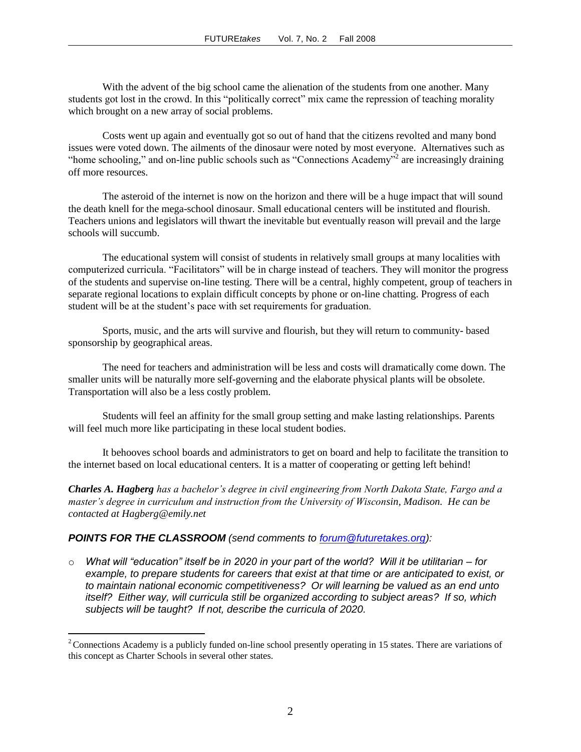With the advent of the big school came the alienation of the students from one another. Many students got lost in the crowd. In this "politically correct" mix came the repression of teaching morality which brought on a new array of social problems.

Costs went up again and eventually got so out of hand that the citizens revolted and many bond issues were voted down. The ailments of the dinosaur were noted by most everyone. Alternatives such as "home schooling," and on-line public schools such as "Connections Academy"[2] are increasingly draining off more resources.

The asteroid of the internet is now on the horizon and there will be a huge impact that will sound the death knell for the mega-school dinosaur. Small educational centers will be instituted and flourish. Teachers unions and legislators will thwart the inevitable but eventually reason will prevail and the large schools will succumb.

The educational system will consist of students in relatively small groups at many localities with computerized curricula. "Facilitators" will be in charge instead of teachers. They will monitor the progress of the students and supervise on-line testing. There will be a central, highly competent, group of teachers in separate regional locations to explain difficult concepts by phone or on-line chatting. Progress of each student will be at the student's pace with set requirements for graduation.

Sports, music, and the arts will survive and flourish, but they will return to community- based sponsorship by geographical areas.

The need for teachers and administration will be less and costs will dramatically come down. The smaller units will be naturally more self-governing and the elaborate physical plants will be obsolete. Transportation will also be a less costly problem.

Students will feel an affinity for the small group setting and make lasting relationships. Parents will feel much more like participating in these local student bodies.

It behooves school boards and administrators to get on board and help to facilitate the transition to the internet based on local educational centers. It is a matter of cooperating or getting left behind!

***Charles A. Hagberg** has a bachelor's degree in civil engineering from North Dakota State, Fargo and a master's degree in curriculum and instruction from the University of Wisconsin, Madison. He can be contacted at Hagberg@emily.net*

***POINTS FOR THE CLASSROOM** (send comments to [forum@futuretakes.org](mailto:forum@futuretakes.org)):*

- *What will "education" itself be in 2020 in your part of the world? Will it be utilitarian – for example, to prepare students for careers that exist at that time or are anticipated to exist, or to maintain national economic competitiveness? Or will learning be valued as an end unto itself? Either way, will curricula still be organized according to subject areas? If so, which subjects will be taught? If not, describe the curricula of 2020.*

---

[2] Connections Academy is a publicly funded on-line school presently operating in 15 states. There are variations of this concept as Charter Schools in several other states.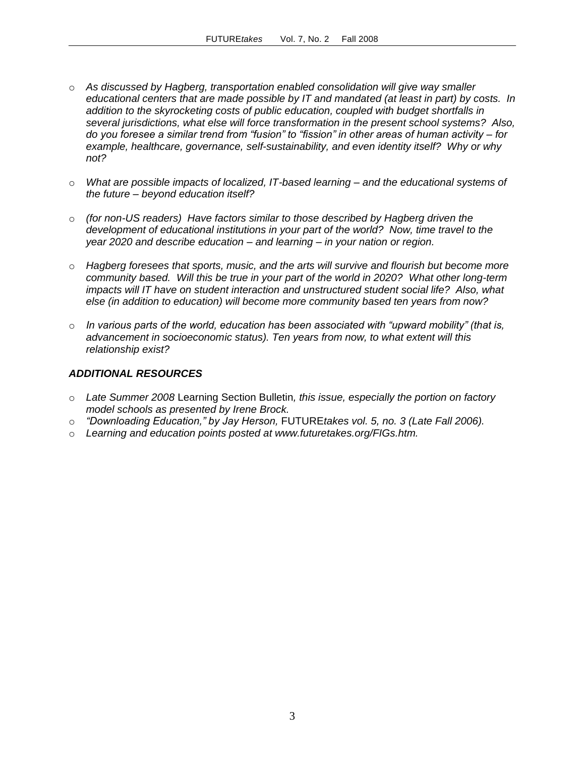- *As discussed by Hagberg, transportation enabled consolidation will give way smaller educational centers that are made possible by IT and mandated (at least in part) by costs. In addition to the skyrocketing costs of public education, coupled with budget shortfalls in several jurisdictions, what else will force transformation in the present school systems? Also, do you foresee a similar trend from "fusion" to "fission" in other areas of human activity – for example, healthcare, governance, self-sustainability, and even identity itself? Why or why not?*

- *What are possible impacts of localized, IT-based learning – and the educational systems of the future – beyond education itself?*

- *(for non-US readers) Have factors similar to those described by Hagberg driven the development of educational institutions in your part of the world? Now, time travel to the year 2020 and describe education – and learning – in your nation or region.*

- *Hagberg foresees that sports, music, and the arts will survive and flourish but become more community based. Will this be true in your part of the world in 2020? What other long-term impacts will IT have on student interaction and unstructured student social life? Also, what else (in addition to education) will become more community based ten years from now?*

- *In various parts of the world, education has been associated with "upward mobility" (that is, advancement in socioeconomic status). Ten years from now, to what extent will this relationship exist?*

### *ADDITIONAL RESOURCES*

- *Late Summer 2008* Learning Section Bulletin*, this issue, especially the portion on factory model schools as presented by Irene Brock.*
- *"Downloading Education," by Jay Herson,* FUTURE*takes vol. 5, no. 3 (Late Fall 2006).*
- *Learning and education points posted at www.futuretakes.org/FIGs.htm.*